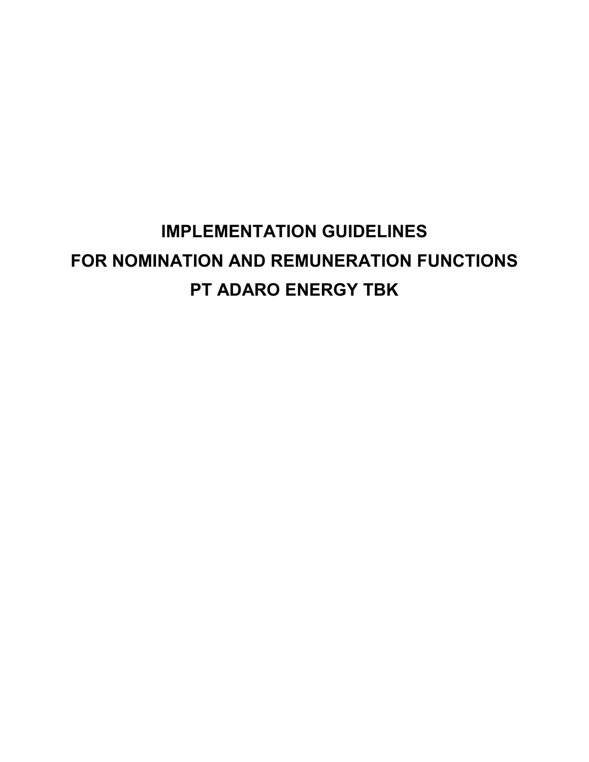# IMPLEMENTATION GUIDELINES
# FOR NOMINATION AND REMUNERATION FUNCTIONS
# PT ADARO ENERGY TBK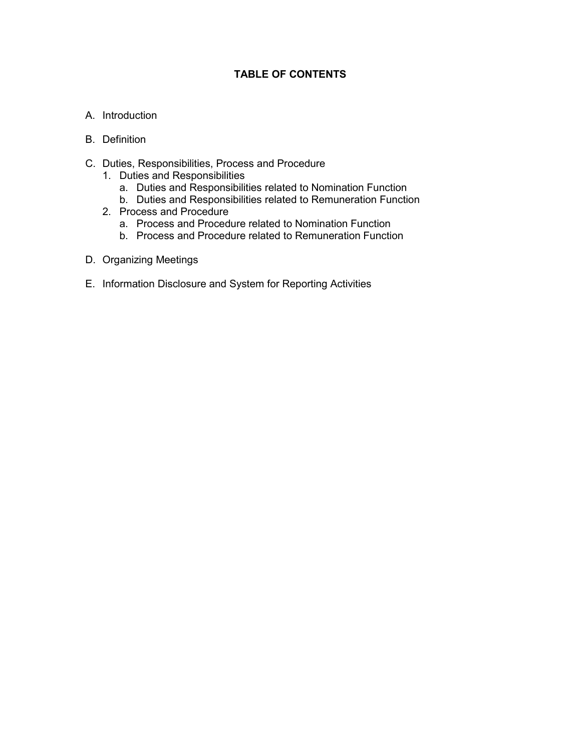## TABLE OF CONTENTS

A. Introduction

B. Definition

C. Duties, Responsibilities, Process and Procedure
   1. Duties and Responsibilities
      a. Duties and Responsibilities related to Nomination Function
      b. Duties and Responsibilities related to Remuneration Function
   2. Process and Procedure
      a. Process and Procedure related to Nomination Function
      b. Process and Procedure related to Remuneration Function

D. Organizing Meetings

E. Information Disclosure and System for Reporting Activities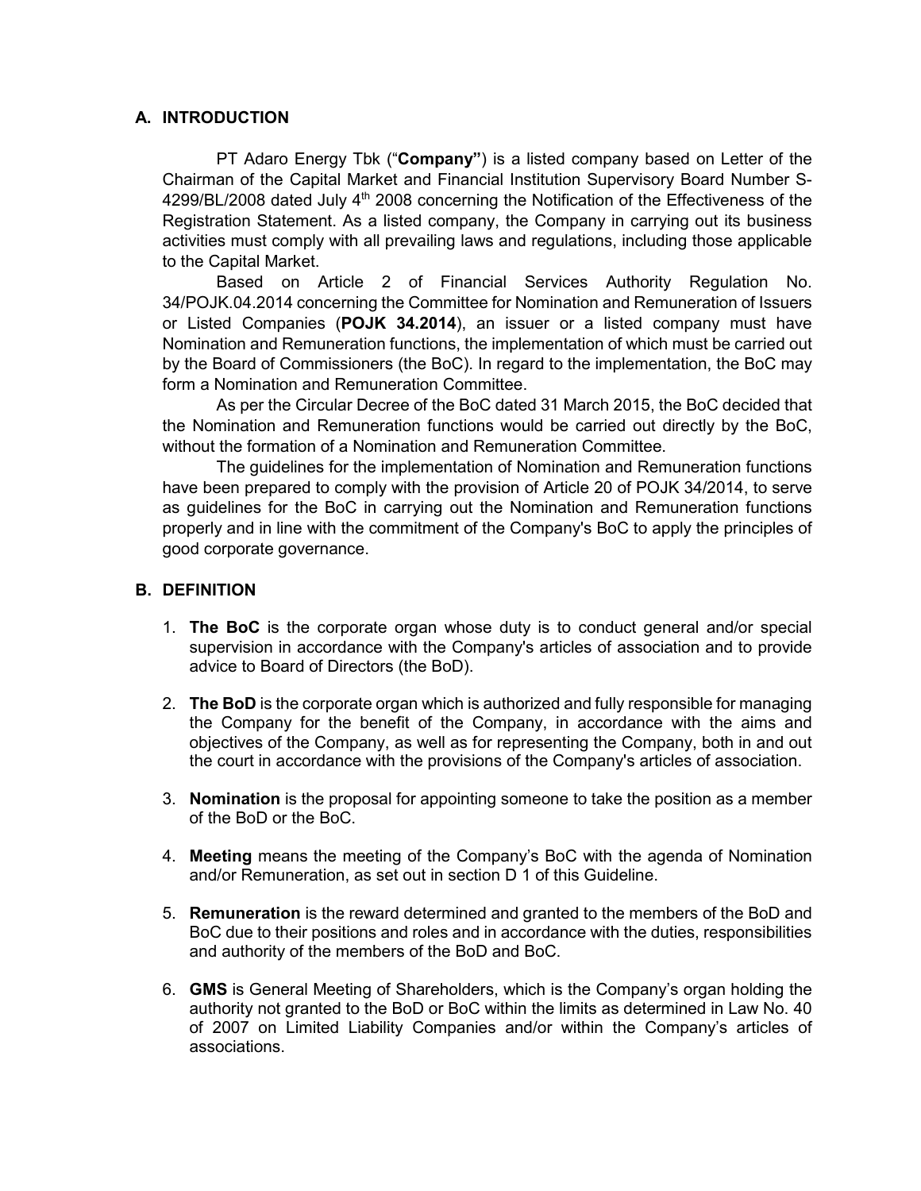## A. INTRODUCTION

PT Adaro Energy Tbk ("**Company"**) is a listed company based on Letter of the Chairman of the Capital Market and Financial Institution Supervisory Board Number S-4299/BL/2008 dated July 4th 2008 concerning the Notification of the Effectiveness of the Registration Statement. As a listed company, the Company in carrying out its business activities must comply with all prevailing laws and regulations, including those applicable to the Capital Market.

Based on Article 2 of Financial Services Authority Regulation No. 34/POJK.04.2014 concerning the Committee for Nomination and Remuneration of Issuers or Listed Companies (**POJK 34.2014**), an issuer or a listed company must have Nomination and Remuneration functions, the implementation of which must be carried out by the Board of Commissioners (the BoC). In regard to the implementation, the BoC may form a Nomination and Remuneration Committee.

As per the Circular Decree of the BoC dated 31 March 2015, the BoC decided that the Nomination and Remuneration functions would be carried out directly by the BoC, without the formation of a Nomination and Remuneration Committee.

The guidelines for the implementation of Nomination and Remuneration functions have been prepared to comply with the provision of Article 20 of POJK 34/2014, to serve as guidelines for the BoC in carrying out the Nomination and Remuneration functions properly and in line with the commitment of the Company's BoC to apply the principles of good corporate governance.

## B. DEFINITION

1. **The BoC** is the corporate organ whose duty is to conduct general and/or special supervision in accordance with the Company's articles of association and to provide advice to Board of Directors (the BoD).

2. **The BoD** is the corporate organ which is authorized and fully responsible for managing the Company for the benefit of the Company, in accordance with the aims and objectives of the Company, as well as for representing the Company, both in and out the court in accordance with the provisions of the Company's articles of association.

3. **Nomination** is the proposal for appointing someone to take the position as a member of the BoD or the BoC.

4. **Meeting** means the meeting of the Company's BoC with the agenda of Nomination and/or Remuneration, as set out in section D 1 of this Guideline.

5. **Remuneration** is the reward determined and granted to the members of the BoD and BoC due to their positions and roles and in accordance with the duties, responsibilities and authority of the members of the BoD and BoC.

6. **GMS** is General Meeting of Shareholders, which is the Company's organ holding the authority not granted to the BoD or BoC within the limits as determined in Law No. 40 of 2007 on Limited Liability Companies and/or within the Company's articles of associations.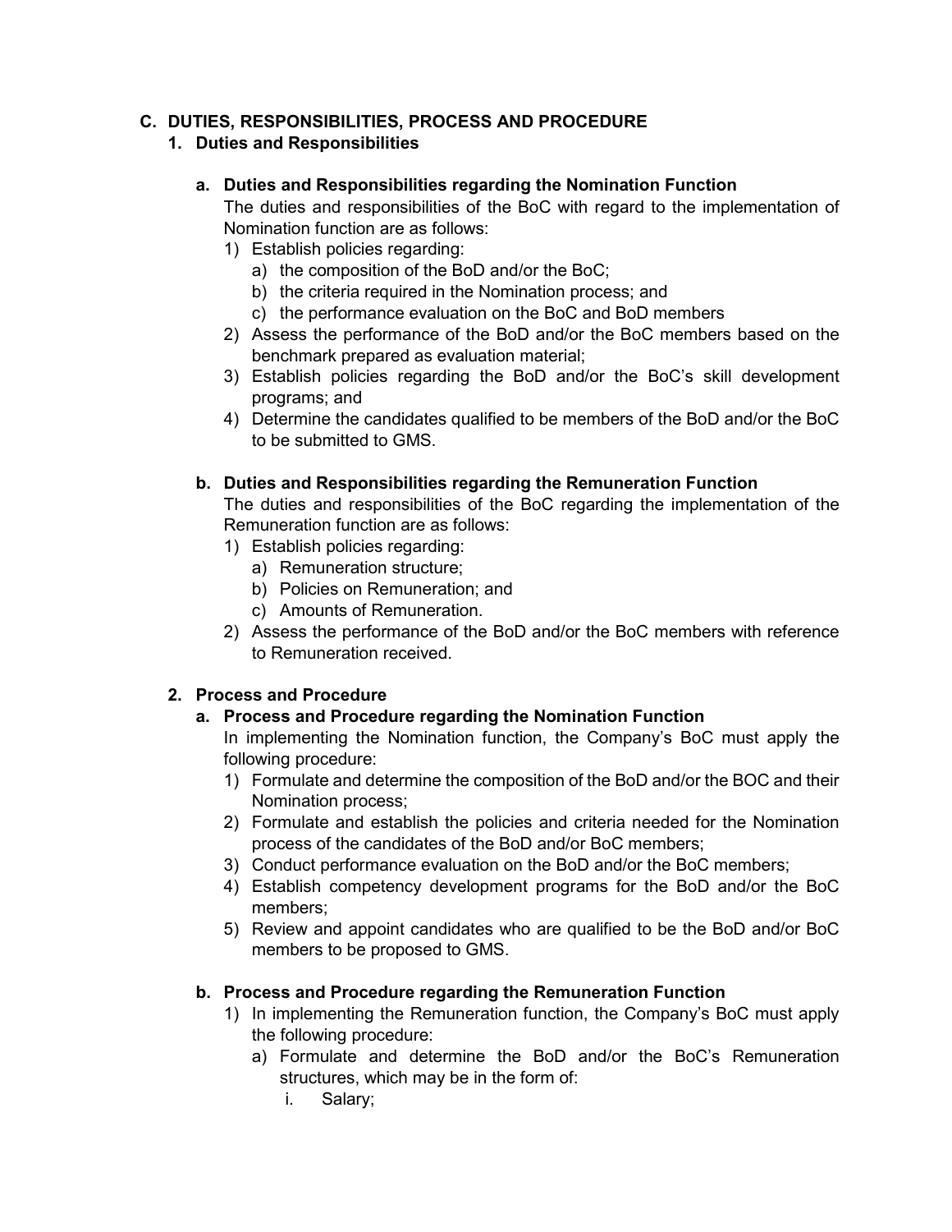## C. DUTIES, RESPONSIBILITIES, PROCESS AND PROCEDURE

### 1. Duties and Responsibilities

#### a. Duties and Responsibilities regarding the Nomination Function

The duties and responsibilities of the BoC with regard to the implementation of Nomination function are as follows:

1) Establish policies regarding:
   a) the composition of the BoD and/or the BoC;
   b) the criteria required in the Nomination process; and
   c) the performance evaluation on the BoC and BoD members
2) Assess the performance of the BoD and/or the BoC members based on the benchmark prepared as evaluation material;
3) Establish policies regarding the BoD and/or the BoC's skill development programs; and
4) Determine the candidates qualified to be members of the BoD and/or the BoC to be submitted to GMS.

#### b. Duties and Responsibilities regarding the Remuneration Function

The duties and responsibilities of the BoC regarding the implementation of the Remuneration function are as follows:

1) Establish policies regarding:
   a) Remuneration structure;
   b) Policies on Remuneration; and
   c) Amounts of Remuneration.
2) Assess the performance of the BoD and/or the BoC members with reference to Remuneration received.

### 2. Process and Procedure

#### a. Process and Procedure regarding the Nomination Function

In implementing the Nomination function, the Company's BoC must apply the following procedure:

1) Formulate and determine the composition of the BoD and/or the BOC and their Nomination process;
2) Formulate and establish the policies and criteria needed for the Nomination process of the candidates of the BoD and/or BoC members;
3) Conduct performance evaluation on the BoD and/or the BoC members;
4) Establish competency development programs for the BoD and/or the BoC members;
5) Review and appoint candidates who are qualified to be the BoD and/or BoC members to be proposed to GMS.

#### b. Process and Procedure regarding the Remuneration Function

1) In implementing the Remuneration function, the Company's BoC must apply the following procedure:
   a) Formulate and determine the BoD and/or the BoC's Remuneration structures, which may be in the form of:
      i. Salary;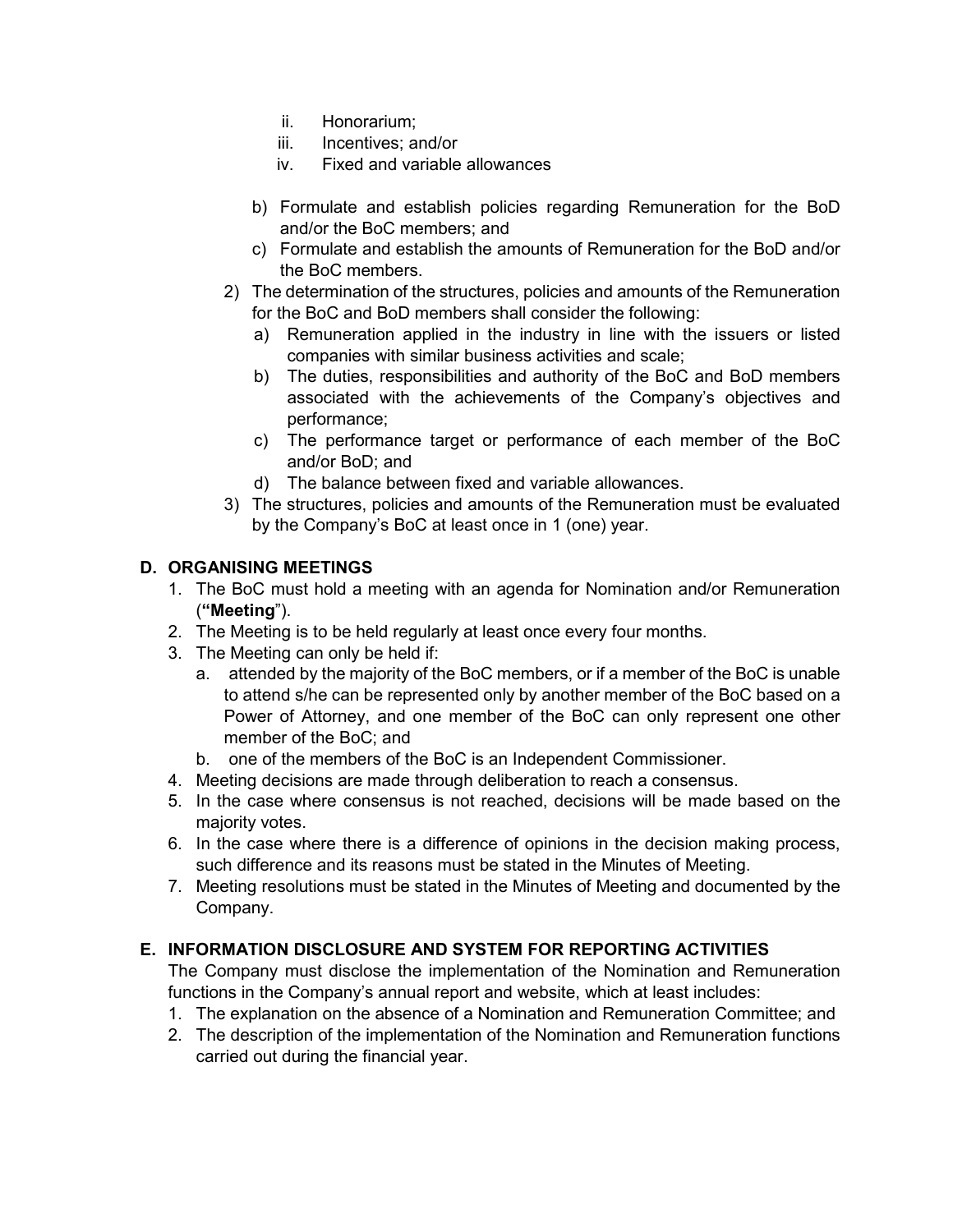- ii. Honorarium;
   - iii. Incentives; and/or
   - iv. Fixed and variable allowances

   b) Formulate and establish policies regarding Remuneration for the BoD and/or the BoC members; and

   c) Formulate and establish the amounts of Remuneration for the BoD and/or the BoC members.

2) The determination of the structures, policies and amounts of the Remuneration for the BoC and BoD members shall consider the following:
   a) Remuneration applied in the industry in line with the issuers or listed companies with similar business activities and scale;
   b) The duties, responsibilities and authority of the BoC and BoD members associated with the achievements of the Company's objectives and performance;
   c) The performance target or performance of each member of the BoC and/or BoD; and
   d) The balance between fixed and variable allowances.

3) The structures, policies and amounts of the Remuneration must be evaluated by the Company's BoC at least once in 1 (one) year.

## D. ORGANISING MEETINGS

1. The BoC must hold a meeting with an agenda for Nomination and/or Remuneration (**"Meeting"**).
2. The Meeting is to be held regularly at least once every four months.
3. The Meeting can only be held if:
   a. attended by the majority of the BoC members, or if a member of the BoC is unable to attend s/he can be represented only by another member of the BoC based on a Power of Attorney, and one member of the BoC can only represent one other member of the BoC; and
   b. one of the members of the BoC is an Independent Commissioner.
4. Meeting decisions are made through deliberation to reach a consensus.
5. In the case where consensus is not reached, decisions will be made based on the majority votes.
6. In the case where there is a difference of opinions in the decision making process, such difference and its reasons must be stated in the Minutes of Meeting.
7. Meeting resolutions must be stated in the Minutes of Meeting and documented by the Company.

## E. INFORMATION DISCLOSURE AND SYSTEM FOR REPORTING ACTIVITIES

The Company must disclose the implementation of the Nomination and Remuneration functions in the Company's annual report and website, which at least includes:

1. The explanation on the absence of a Nomination and Remuneration Committee; and
2. The description of the implementation of the Nomination and Remuneration functions carried out during the financial year.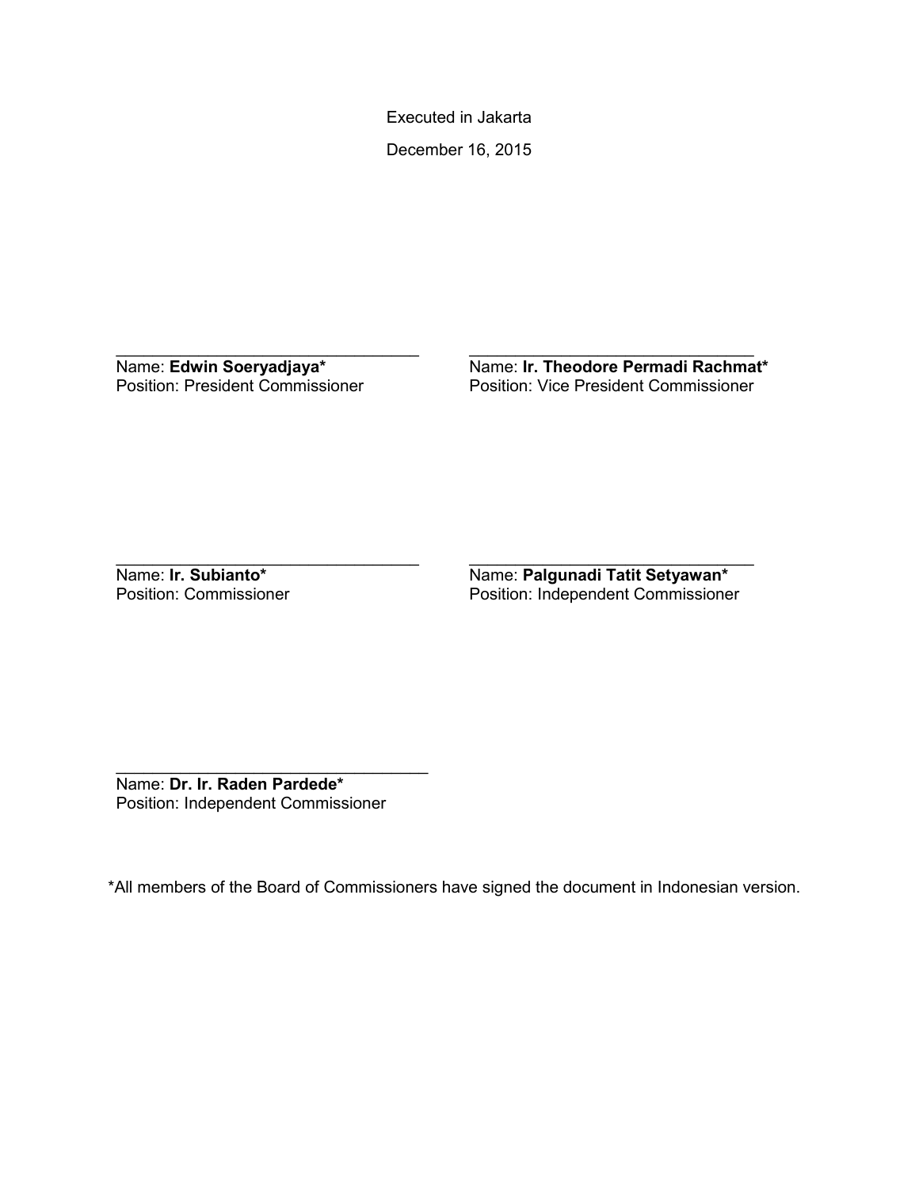Executed in Jakarta

December 16, 2015

___________________________________

Name: **Edwin Soeryadjaya***
Position: President Commissioner

___________________________________

Name: **Ir. Theodore Permadi Rachmat***
Position: Vice President Commissioner

___________________________________

Name: **Ir. Subianto***
Position: Commissioner

___________________________________

Name: **Palgunadi Tatit Setyawan***
Position: Independent Commissioner

___________________________________

Name: **Dr. Ir. Raden Pardede***
Position: Independent Commissioner

*All members of the Board of Commissioners have signed the document in Indonesian version.